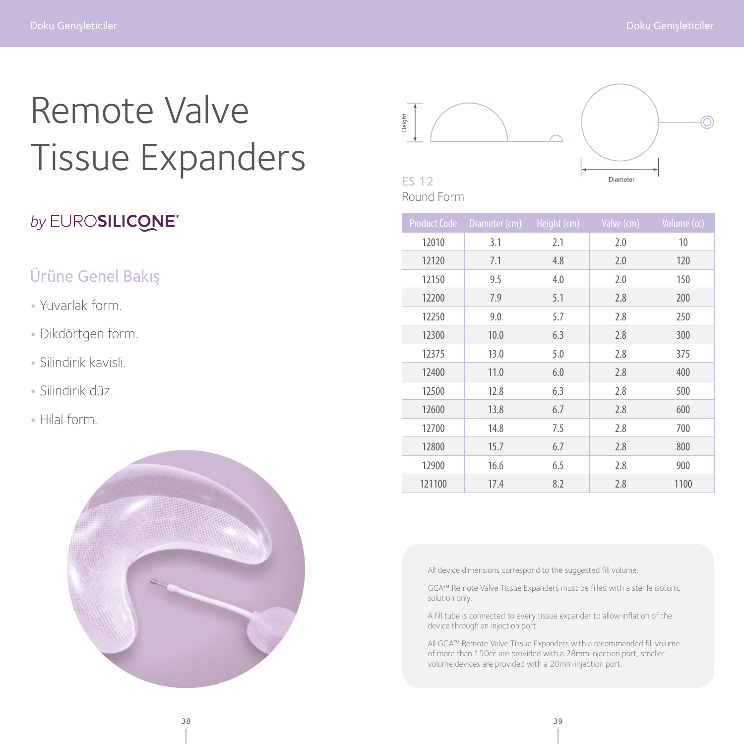# Remote Valve Tissue Expanders

*by* EUROSILICONE®

## Ürüne Genel Bakış

- Yuvarlak form.
- Dikdörtgen form.
- Silindirik kavisli.
- Silindirik düz.
- Hilal form.

Height

Diameter

ES 12

Round Form

| Product Code | Diameter (cm) | Height (cm) | Valve (cm) | Volume (cc) |
|---|---|---|---|---|
| 12010 | 3.1 | 2.1 | 2.0 | 10 |
| 12120 | 7.1 | 4.8 | 2.0 | 120 |
| 12150 | 9.5 | 4.0 | 2.0 | 150 |
| 12200 | 7.9 | 5.1 | 2.8 | 200 |
| 12250 | 9.0 | 5.7 | 2.8 | 250 |
| 12300 | 10.0 | 6.3 | 2.8 | 300 |
| 12375 | 13.0 | 5.0 | 2.8 | 375 |
| 12400 | 11.0 | 6.0 | 2.8 | 400 |
| 12500 | 12.8 | 6.3 | 2.8 | 500 |
| 12600 | 13.8 | 6.7 | 2.8 | 600 |
| 12700 | 14.8 | 7.5 | 2.8 | 700 |
| 12800 | 15.7 | 6.7 | 2.8 | 800 |
| 12900 | 16.6 | 6.5 | 2.8 | 900 |
| 121100 | 17.4 | 8.2 | 2.8 | 1100 |

All device dimensions correspond to the suggested fill volume.

GCA™ Remote Valve Tissue Expanders must be filled with a sterile isotonic solution only.

A fill tube is connected to every tissue expander to allow inflation of the device through an injection port.

All GCA™ Remote Valve Tissue Expanders with a recommended fill volume of more than 150cc are provided with a 28mm injection port, smaller volume devices are provided with a 20mm injection port.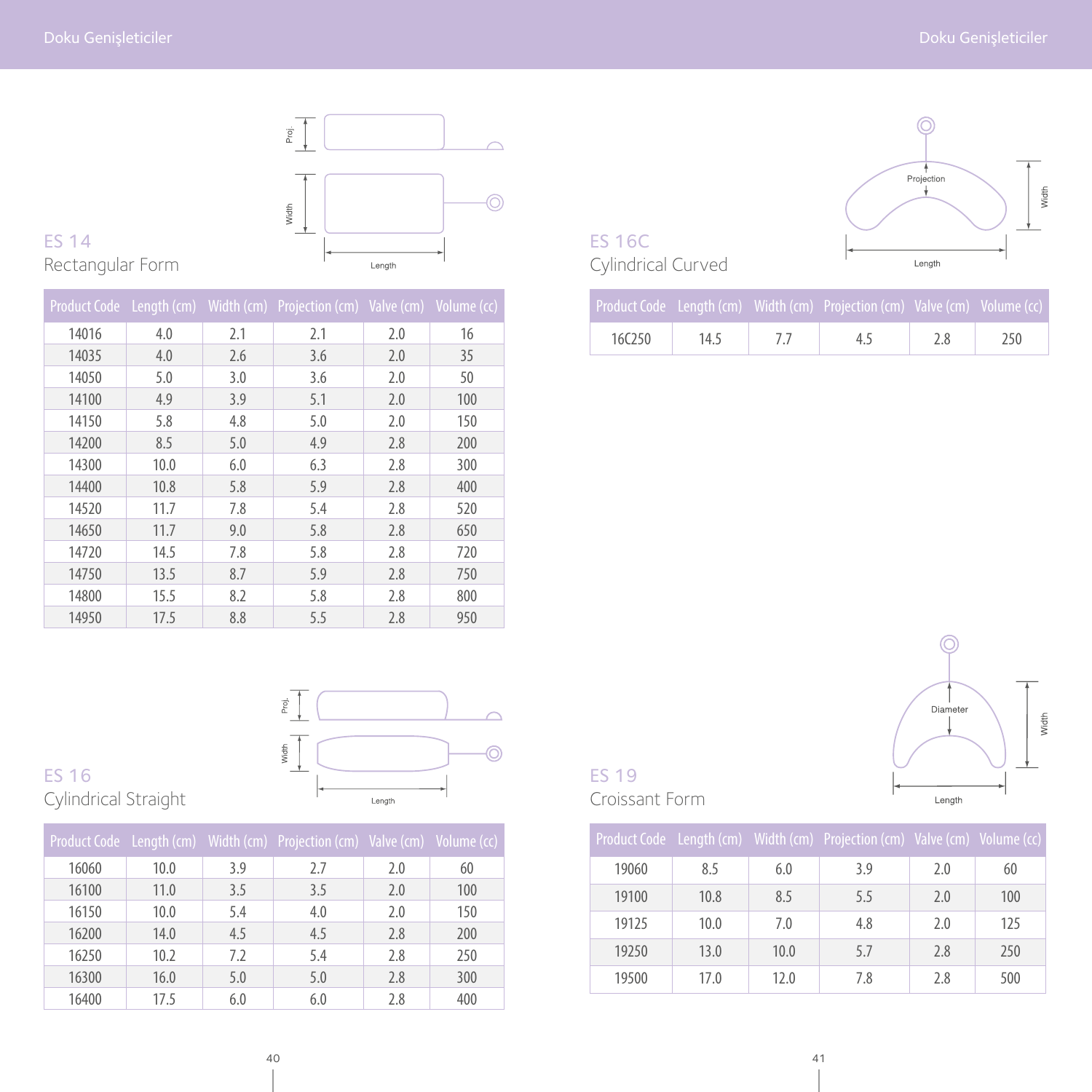## ES 14
### Rectangular Form

Proj.

Width

Length

| Product Code | Length (cm) | Width (cm) | Projection (cm) | Valve (cm) | Volume (cc) |
|---|---|---|---|---|---|
| 14016 | 4.0 | 2.1 | 2.1 | 2.0 | 16 |
| 14035 | 4.0 | 2.6 | 3.6 | 2.0 | 35 |
| 14050 | 5.0 | 3.0 | 3.6 | 2.0 | 50 |
| 14100 | 4.9 | 3.9 | 5.1 | 2.0 | 100 |
| 14150 | 5.8 | 4.8 | 5.0 | 2.0 | 150 |
| 14200 | 8.5 | 5.0 | 4.9 | 2.8 | 200 |
| 14300 | 10.0 | 6.0 | 6.3 | 2.8 | 300 |
| 14400 | 10.8 | 5.8 | 5.9 | 2.8 | 400 |
| 14520 | 11.7 | 7.8 | 5.4 | 2.8 | 520 |
| 14650 | 11.7 | 9.0 | 5.8 | 2.8 | 650 |
| 14720 | 14.5 | 7.8 | 5.8 | 2.8 | 720 |
| 14750 | 13.5 | 8.7 | 5.9 | 2.8 | 750 |
| 14800 | 15.5 | 8.2 | 5.8 | 2.8 | 800 |
| 14950 | 17.5 | 8.8 | 5.5 | 2.8 | 950 |

## ES 16
### Cylindrical Straight

Proj.

Width

Length

| Product Code | Length (cm) | Width (cm) | Projection (cm) | Valve (cm) | Volume (cc) |
|---|---|---|---|---|---|
| 16060 | 10.0 | 3.9 | 2.7 | 2.0 | 60 |
| 16100 | 11.0 | 3.5 | 3.5 | 2.0 | 100 |
| 16150 | 10.0 | 5.4 | 4.0 | 2.0 | 150 |
| 16200 | 14.0 | 4.5 | 4.5 | 2.8 | 200 |
| 16250 | 10.2 | 7.2 | 5.4 | 2.8 | 250 |
| 16300 | 16.0 | 5.0 | 5.0 | 2.8 | 300 |
| 16400 | 17.5 | 6.0 | 6.0 | 2.8 | 400 |

## ES 16C
### Cylindrical Curved

Projection

Width

Length

| Product Code | Length (cm) | Width (cm) | Projection (cm) | Valve (cm) | Volume (cc) |
|---|---|---|---|---|---|
| 16C250 | 14.5 | 7.7 | 4.5 | 2.8 | 250 |

## ES 19
### Croissant Form

Diameter

Width

Length

| Product Code | Length (cm) | Width (cm) | Projection (cm) | Valve (cm) | Volume (cc) |
|---|---|---|---|---|---|
| 19060 | 8.5 | 6.0 | 3.9 | 2.0 | 60 |
| 19100 | 10.8 | 8.5 | 5.5 | 2.0 | 100 |
| 19125 | 10.0 | 7.0 | 4.8 | 2.0 | 125 |
| 19250 | 13.0 | 10.0 | 5.7 | 2.8 | 250 |
| 19500 | 17.0 | 12.0 | 7.8 | 2.8 | 500 |